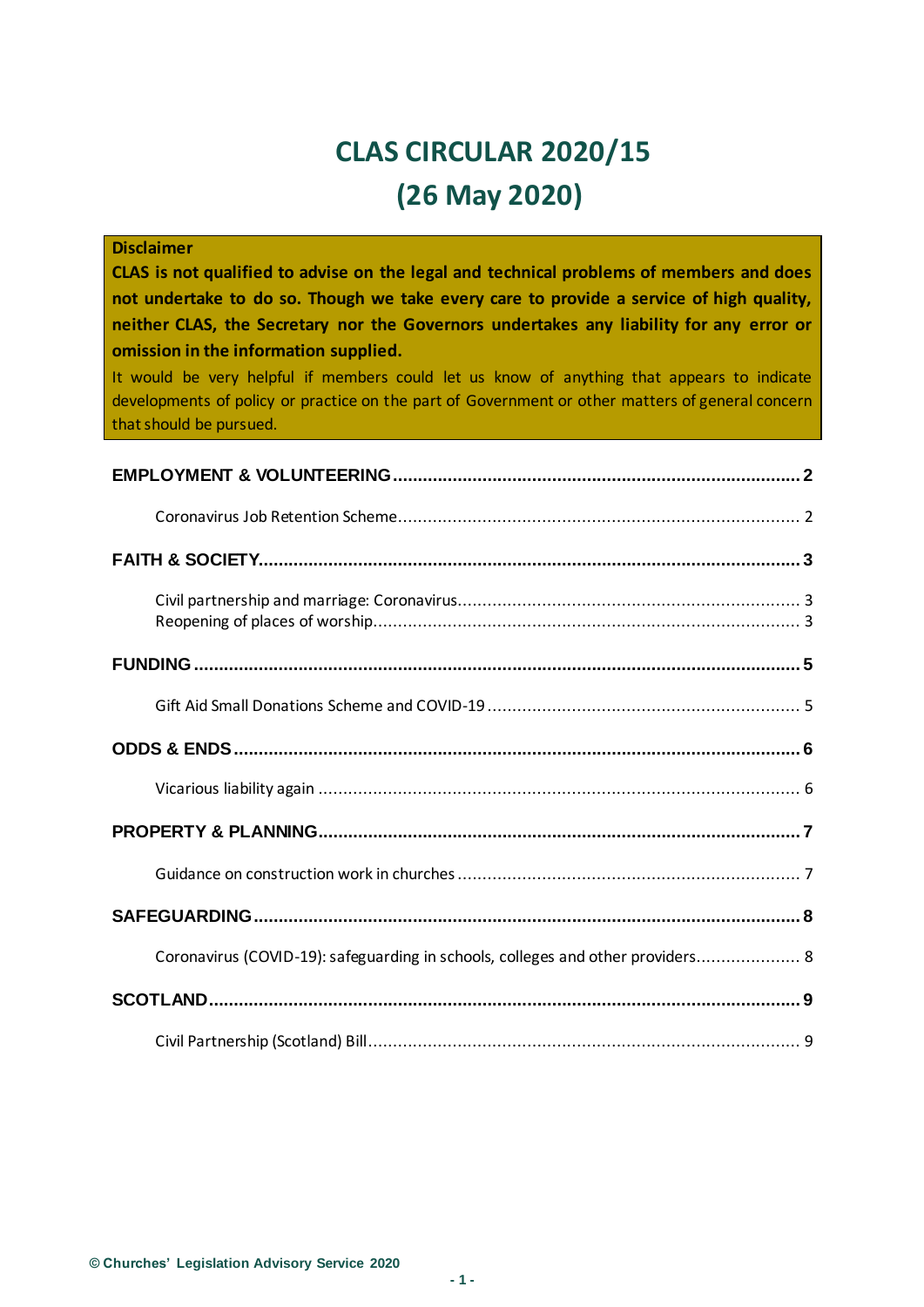# CLAS CIRCULAR 2020/15

# (26 May 2020)

**Disclaimer**

**CLAS is not qualified to advise on the legal and technical problems of members and does not undertake to do so. Though we take every care to provide a service of high quality, neither CLAS, the Secretary nor the Governors undertakes any liability for any error or omission in the information supplied.**

It would be very helpful if members could let us know of anything that appears to indicate developments of policy or practice on the part of Government or other matters of general concern that should be pursued.

**EMPLOYMENT & VOLUNTEERING** .......... 2

- Coronavirus Job Retention Scheme .......... 2

**FAITH & SOCIETY** .......... 3

- Civil partnership and marriage: Coronavirus .......... 3
- Reopening of places of worship .......... 3

**FUNDING** .......... 5

- Gift Aid Small Donations Scheme and COVID-19 .......... 5

**ODDS & ENDS** .......... 6

- Vicarious liability again .......... 6

**PROPERTY & PLANNING** .......... 7

- Guidance on construction work in churches .......... 7

**SAFEGUARDING** .......... 8

- Coronavirus (COVID-19): safeguarding in schools, colleges and other providers .......... 8

**SCOTLAND** .......... 9

- Civil Partnership (Scotland) Bill .......... 9

© Churches' Legislation Advisory Service 2020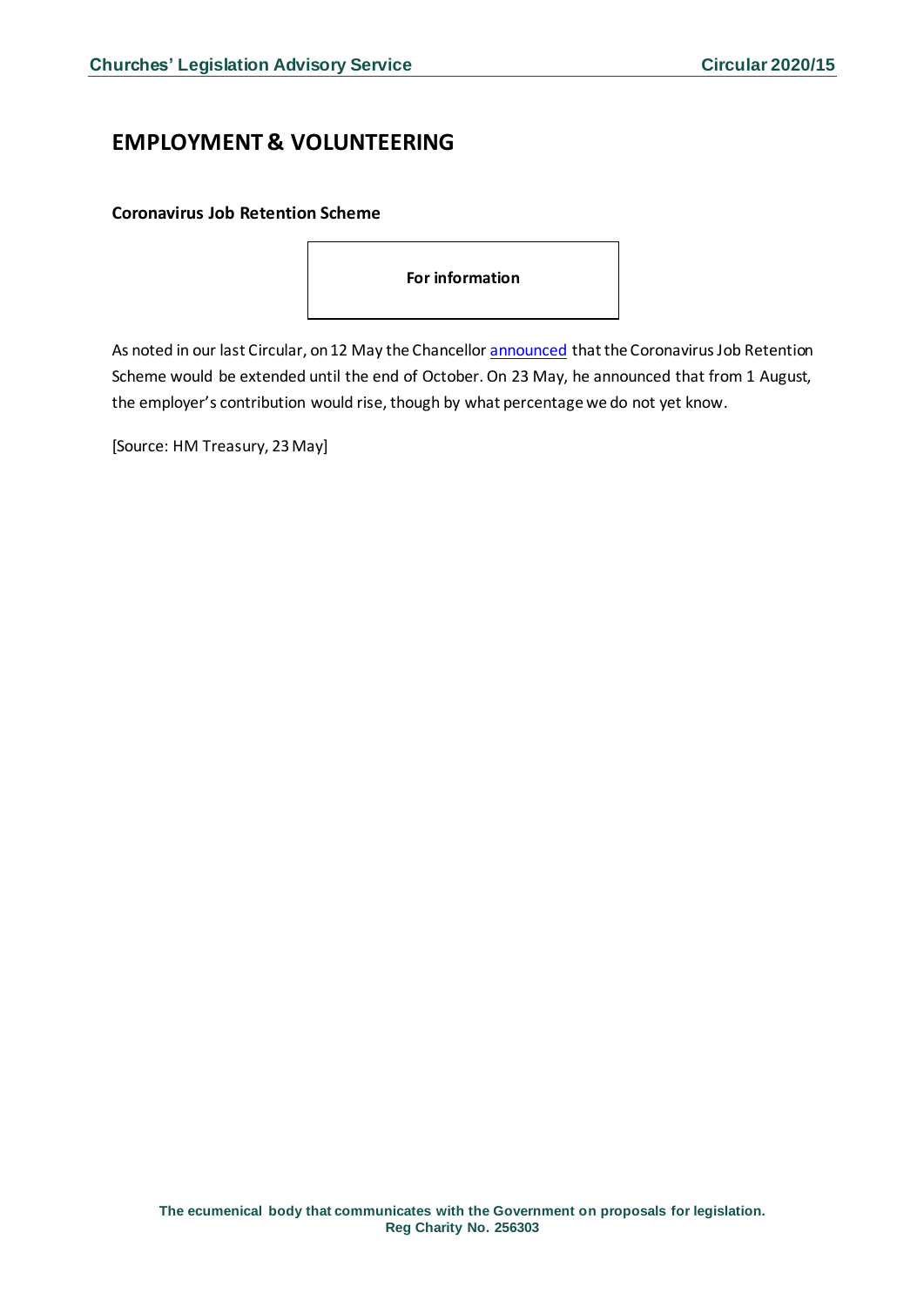# EMPLOYMENT & VOLUNTEERING

### Coronavirus Job Retention Scheme

**For information**

As noted in our last Circular, on 12 May the Chancellor announced that the Coronavirus Job Retention Scheme would be extended until the end of October. On 23 May, he announced that from 1 August, the employer's contribution would rise, though by what percentage we do not yet know.

[Source: HM Treasury, 23 May]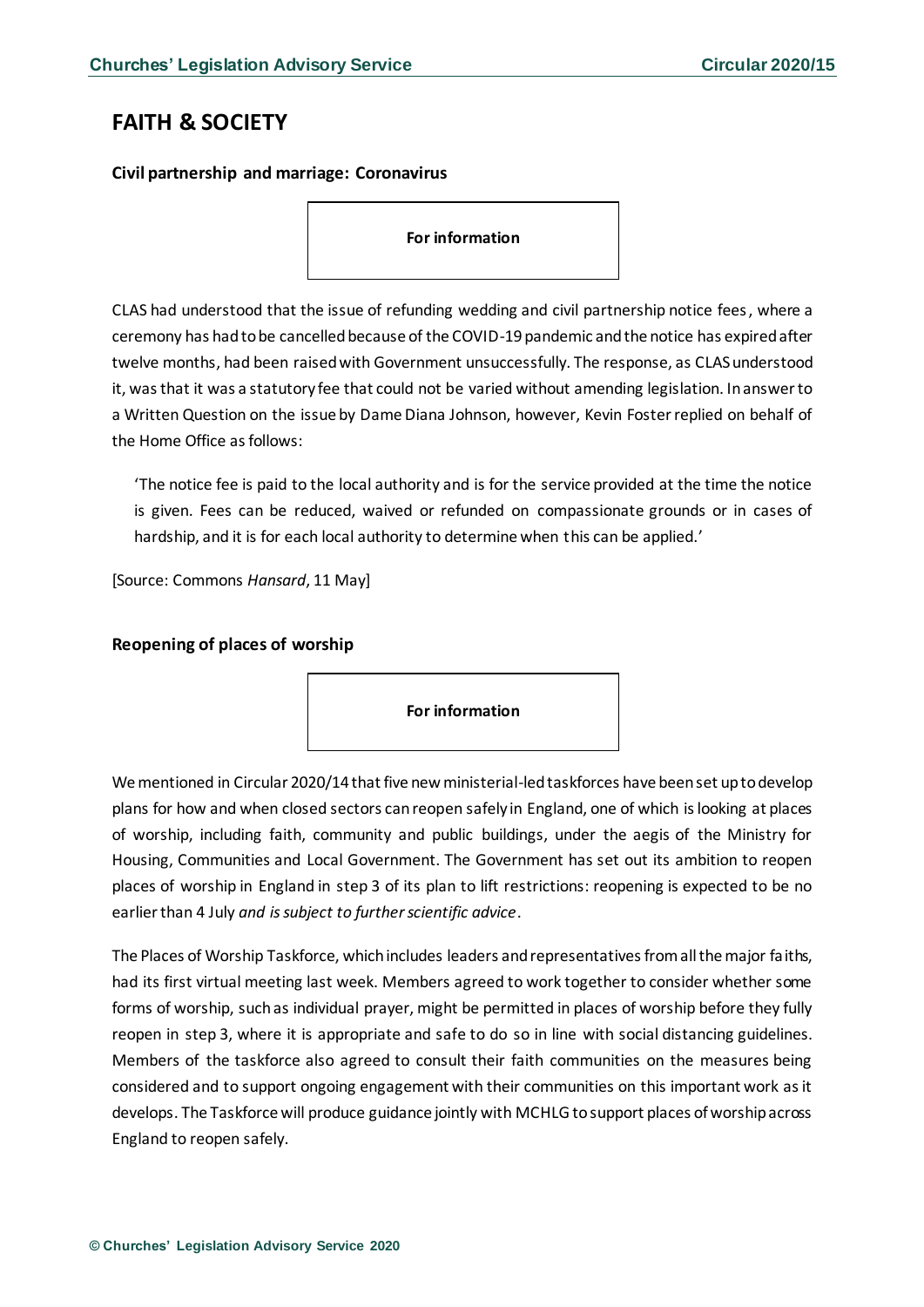# FAITH & SOCIETY

**Civil partnership and marriage: Coronavirus**

**For information**

CLAS had understood that the issue of refunding wedding and civil partnership notice fees, where a ceremony has had to be cancelled because of the COVID-19 pandemic and the notice has expired after twelve months, had been raised with Government unsuccessfully. The response, as CLAS understood it, was that it was a statutory fee that could not be varied without amending legislation. In answer to a Written Question on the issue by Dame Diana Johnson, however, Kevin Foster replied on behalf of the Home Office as follows:

> 'The notice fee is paid to the local authority and is for the service provided at the time the notice is given. Fees can be reduced, waived or refunded on compassionate grounds or in cases of hardship, and it is for each local authority to determine when this can be applied.'

[Source: Commons *Hansard*, 11 May]

**Reopening of places of worship**

**For information**

We mentioned in Circular 2020/14 that five new ministerial-led taskforces have been set up to develop plans for how and when closed sectors can reopen safely in England, one of which is looking at places of worship, including faith, community and public buildings, under the aegis of the Ministry for Housing, Communities and Local Government. The Government has set out its ambition to reopen places of worship in England in step 3 of its plan to lift restrictions: reopening is expected to be no earlier than 4 July *and is subject to further scientific advice*.

The Places of Worship Taskforce, which includes leaders and representatives from all the major faiths, had its first virtual meeting last week. Members agreed to work together to consider whether some forms of worship, such as individual prayer, might be permitted in places of worship before they fully reopen in step 3, where it is appropriate and safe to do so in line with social distancing guidelines. Members of the taskforce also agreed to consult their faith communities on the measures being considered and to support ongoing engagement with their communities on this important work as it develops. The Taskforce will produce guidance jointly with MCHLG to support places of worship across England to reopen safely.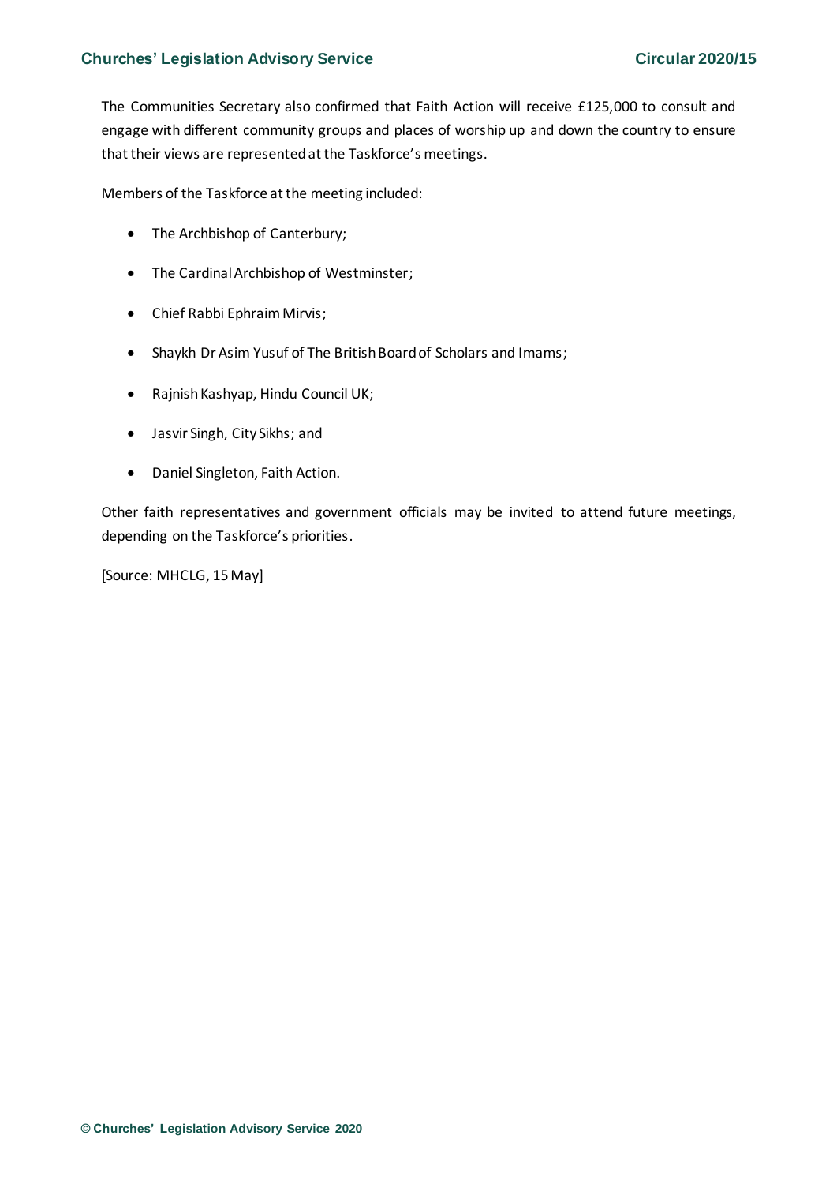The Communities Secretary also confirmed that Faith Action will receive £125,000 to consult and engage with different community groups and places of worship up and down the country to ensure that their views are represented at the Taskforce's meetings.

Members of the Taskforce at the meeting included:

- The Archbishop of Canterbury;
- The Cardinal Archbishop of Westminster;
- Chief Rabbi Ephraim Mirvis;
- Shaykh Dr Asim Yusuf of The British Board of Scholars and Imams;
- Rajnish Kashyap, Hindu Council UK;
- Jasvir Singh, City Sikhs; and
- Daniel Singleton, Faith Action.

Other faith representatives and government officials may be invited to attend future meetings, depending on the Taskforce's priorities.

[Source: MHCLG, 15 May]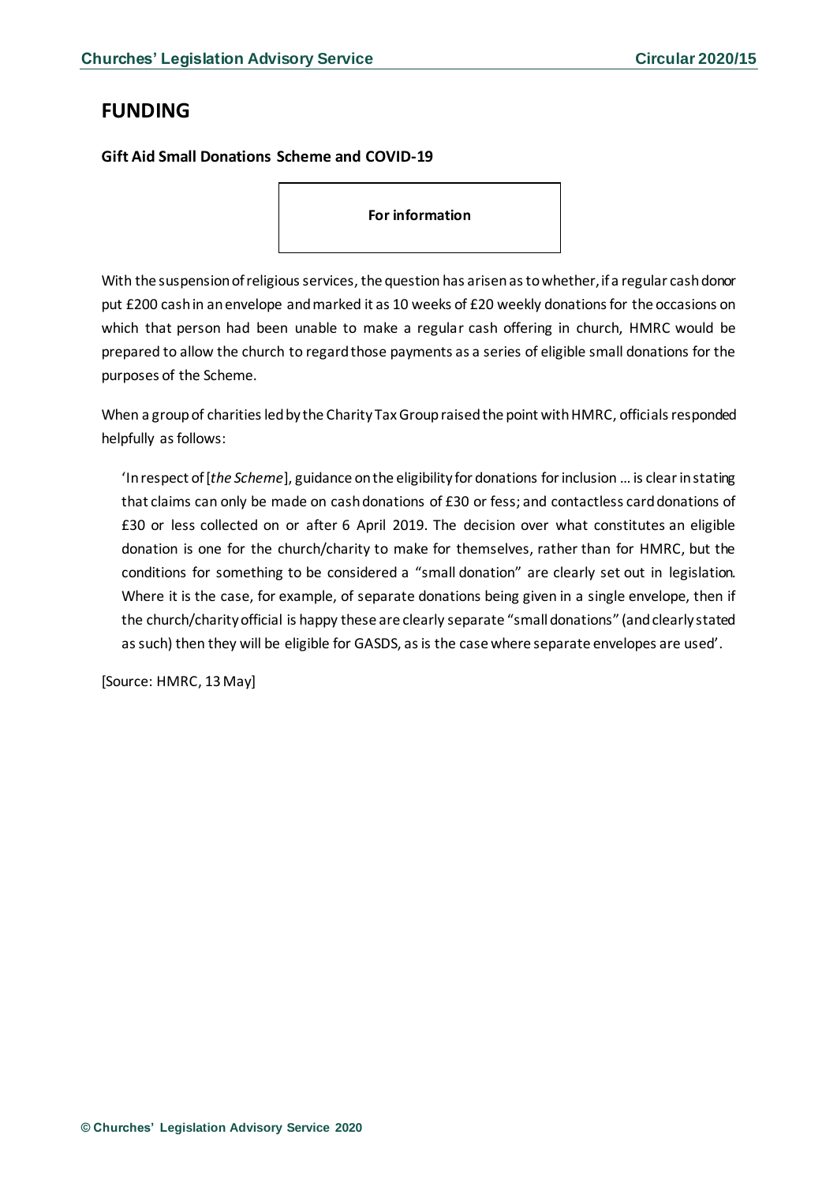# FUNDING

## Gift Aid Small Donations Scheme and COVID-19

**For information**

With the suspension of religious services, the question has arisen as to whether, if a regular cash donor put £200 cash in an envelope and marked it as 10 weeks of £20 weekly donations for the occasions on which that person had been unable to make a regular cash offering in church, HMRC would be prepared to allow the church to regard those payments as a series of eligible small donations for the purposes of the Scheme.

When a group of charities led by the Charity Tax Group raised the point with HMRC, officials responded helpfully as follows:

> 'In respect of [*the Scheme*], guidance on the eligibility for donations for inclusion … is clear in stating that claims can only be made on cash donations of £30 or fess; and contactless card donations of £30 or less collected on or after 6 April 2019. The decision over what constitutes an eligible donation is one for the church/charity to make for themselves, rather than for HMRC, but the conditions for something to be considered a "small donation" are clearly set out in legislation. Where it is the case, for example, of separate donations being given in a single envelope, then if the church/charity official is happy these are clearly separate "small donations" (and clearly stated as such) then they will be eligible for GASDS, as is the case where separate envelopes are used'.

[Source: HMRC, 13 May]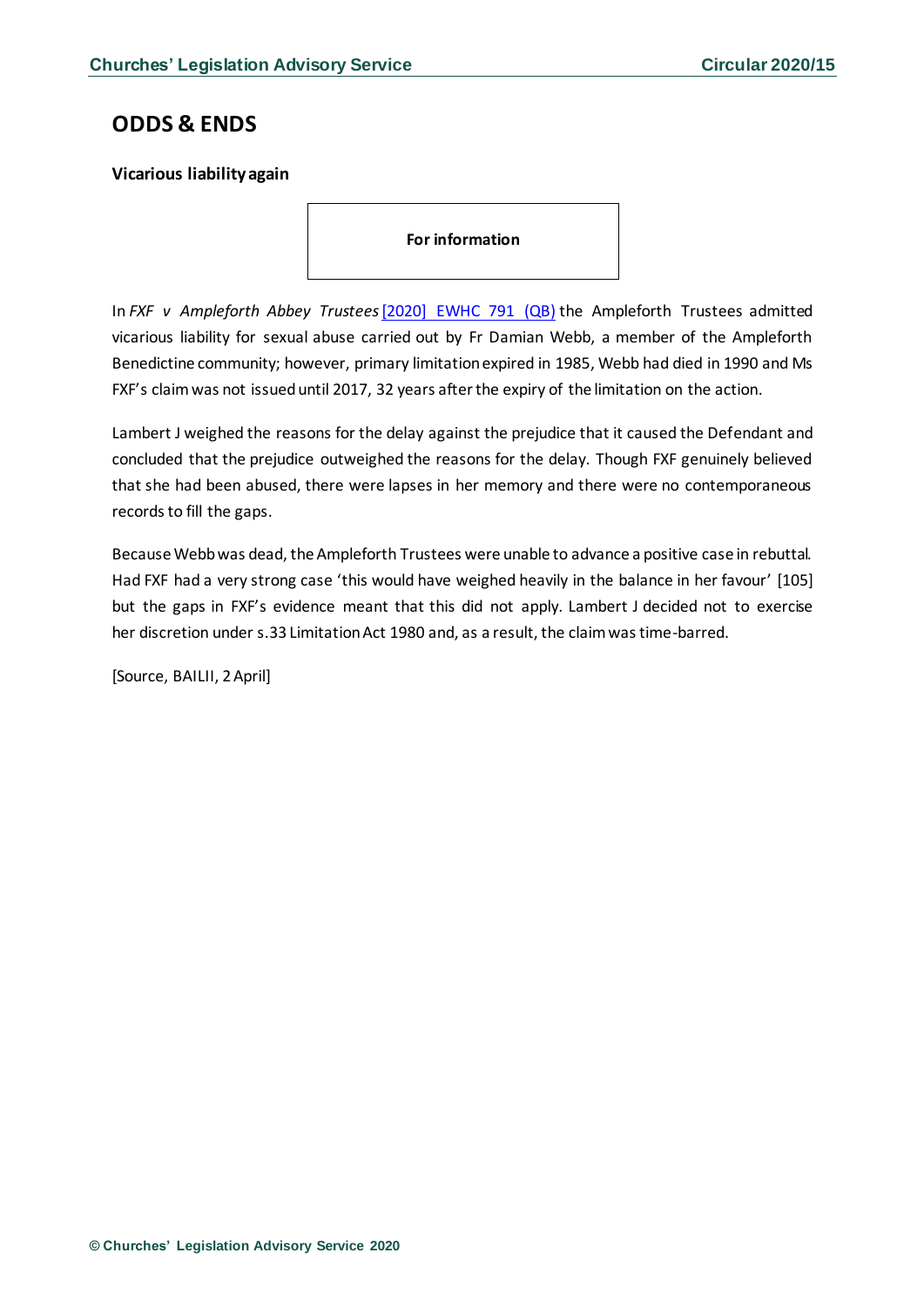## ODDS & ENDS

### Vicarious liability again

**For information**

In *FXF v Ampleforth Abbey Trustees* [2020] EWHC 791 (QB) the Ampleforth Trustees admitted vicarious liability for sexual abuse carried out by Fr Damian Webb, a member of the Ampleforth Benedictine community; however, primary limitation expired in 1985, Webb had died in 1990 and Ms FXF's claim was not issued until 2017, 32 years after the expiry of the limitation on the action.

Lambert J weighed the reasons for the delay against the prejudice that it caused the Defendant and concluded that the prejudice outweighed the reasons for the delay. Though FXF genuinely believed that she had been abused, there were lapses in her memory and there were no contemporaneous records to fill the gaps.

Because Webb was dead, the Ampleforth Trustees were unable to advance a positive case in rebuttal. Had FXF had a very strong case 'this would have weighed heavily in the balance in her favour' [105] but the gaps in FXF's evidence meant that this did not apply. Lambert J decided not to exercise her discretion under s.33 Limitation Act 1980 and, as a result, the claim was time-barred.

[Source, BAILII, 2 April]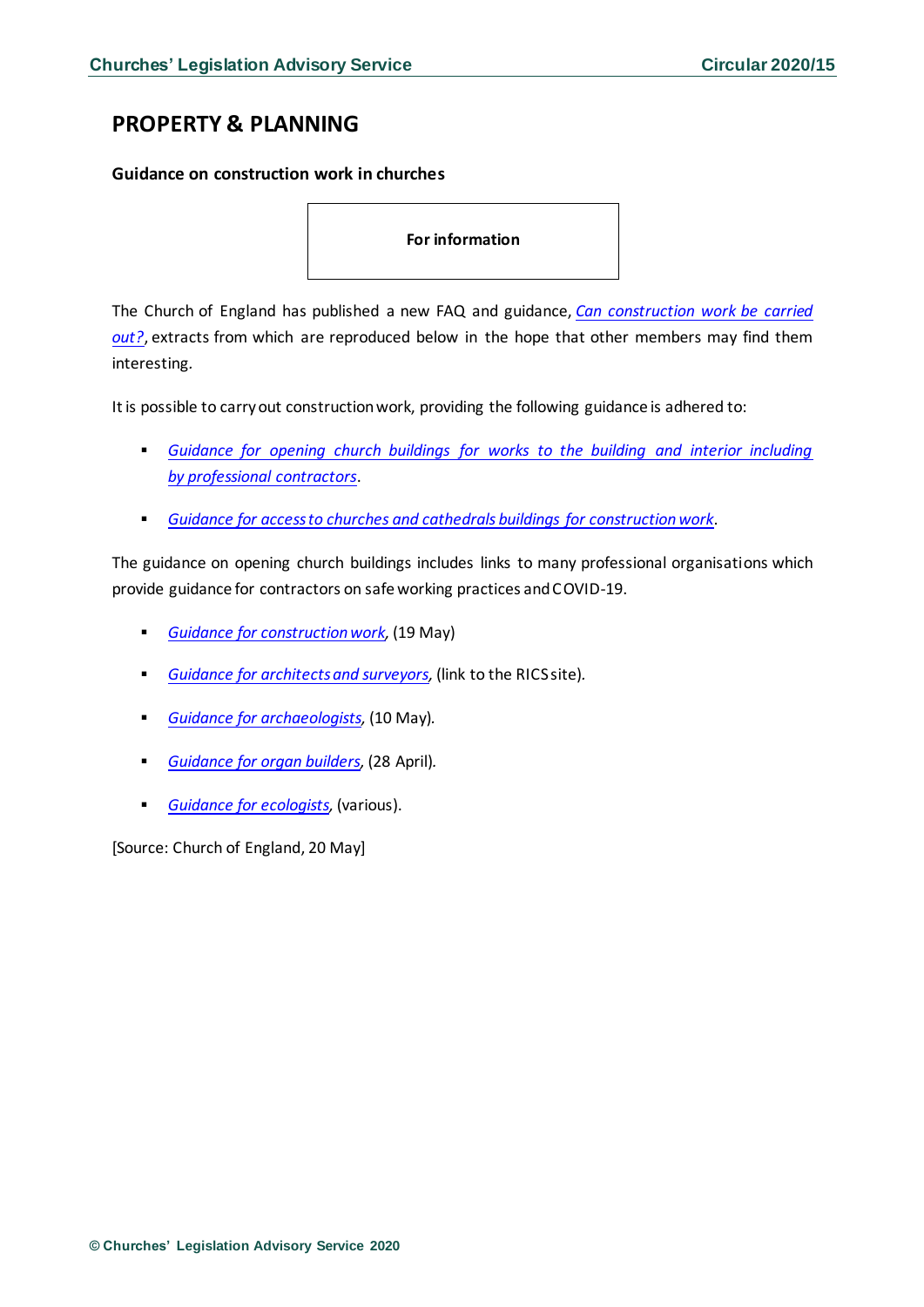## PROPERTY & PLANNING

### Guidance on construction work in churches

**For information**

The Church of England has published a new FAQ and guidance, *Can construction work be carried out?*, extracts from which are reproduced below in the hope that other members may find them interesting.

It is possible to carry out construction work, providing the following guidance is adhered to:

- *Guidance for opening church buildings for works to the building and interior including by professional contractors*.
- *Guidance for access to churches and cathedrals buildings for construction work*.

The guidance on opening church buildings includes links to many professional organisations which provide guidance for contractors on safe working practices and COVID-19.

- *Guidance for construction work*, (19 May)
- *Guidance for architects and surveyors*, (link to the RICS site).
- *Guidance for archaeologists*, (10 May).
- *Guidance for organ builders*, (28 April).
- *Guidance for ecologists*, (various).

[Source: Church of England, 20 May]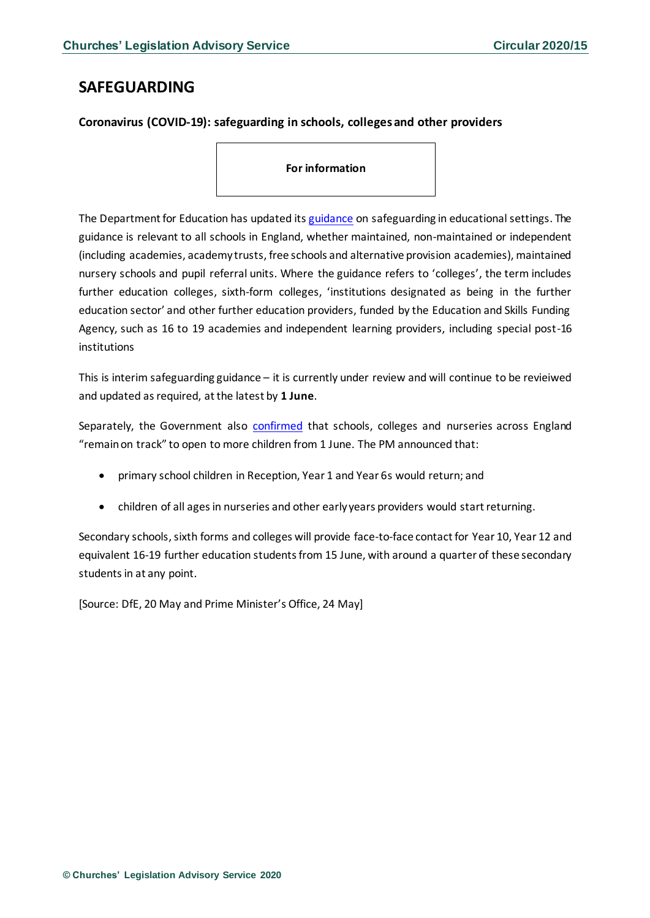## SAFEGUARDING

### Coronavirus (COVID-19): safeguarding in schools, colleges and other providers

**For information**

The Department for Education has updated its guidance on safeguarding in educational settings. The guidance is relevant to all schools in England, whether maintained, non-maintained or independent (including academies, academy trusts, free schools and alternative provision academies), maintained nursery schools and pupil referral units. Where the guidance refers to 'colleges', the term includes further education colleges, sixth-form colleges, 'institutions designated as being in the further education sector' and other further education providers, funded by the Education and Skills Funding Agency, such as 16 to 19 academies and independent learning providers, including special post-16 institutions

This is interim safeguarding guidance – it is currently under review and will continue to be revieiwed and updated as required, at the latest by **1 June**.

Separately, the Government also confirmed that schools, colleges and nurseries across England "remain on track" to open to more children from 1 June. The PM announced that:

- primary school children in Reception, Year 1 and Year 6s would return; and
- children of all ages in nurseries and other early years providers would start returning.

Secondary schools, sixth forms and colleges will provide face-to-face contact for Year 10, Year 12 and equivalent 16-19 further education students from 15 June, with around a quarter of these secondary students in at any point.

[Source: DfE, 20 May and Prime Minister's Office, 24 May]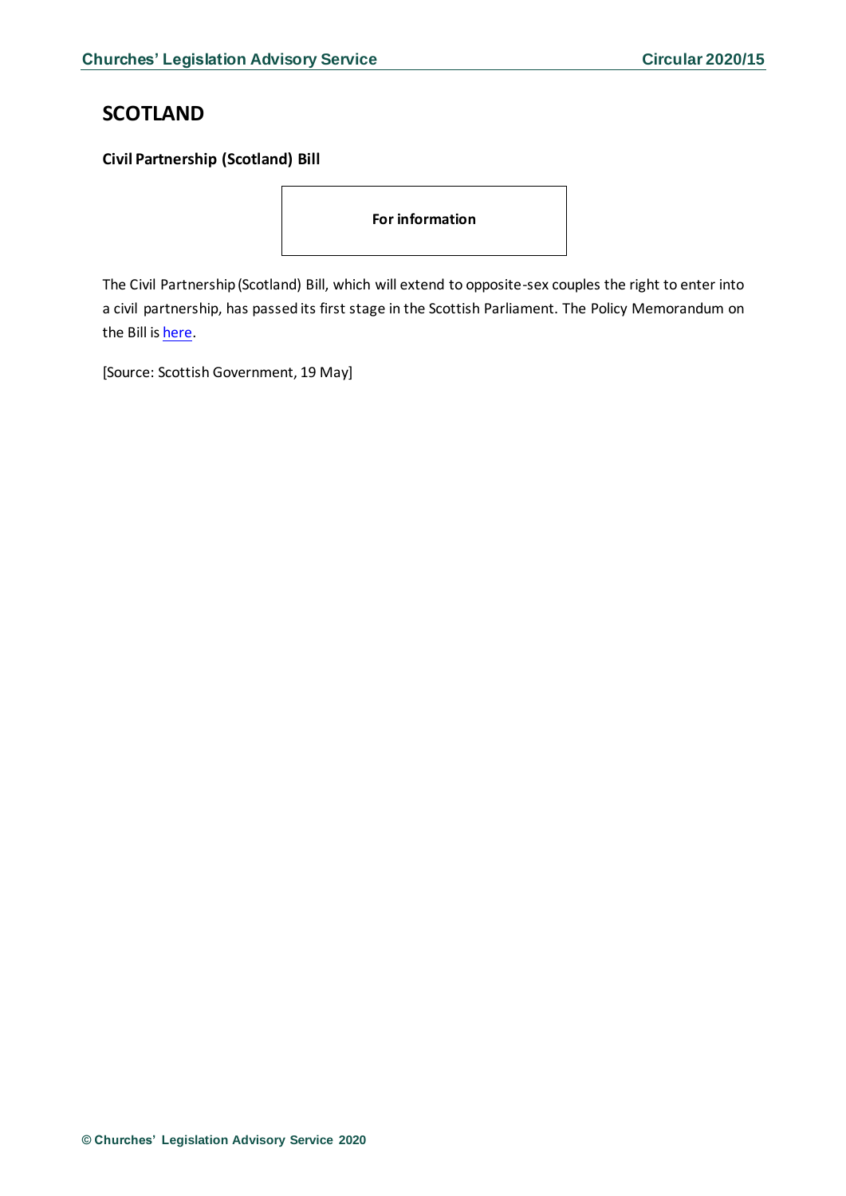## SCOTLAND

### Civil Partnership (Scotland) Bill

**For information**

The Civil Partnership (Scotland) Bill, which will extend to opposite-sex couples the right to enter into a civil partnership, has passed its first stage in the Scottish Parliament. The Policy Memorandum on the Bill is here.

[Source: Scottish Government, 19 May]